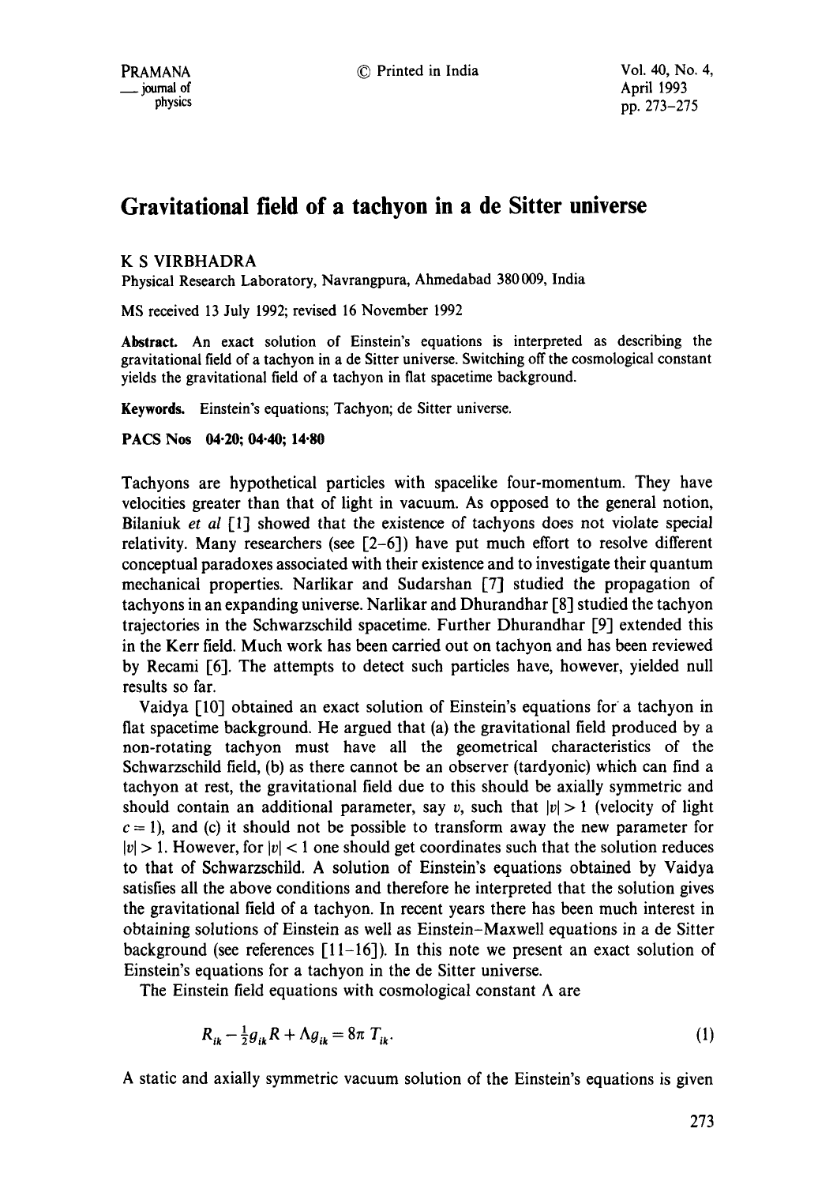# Gravitational field of a tachyon in a de Sitter universe

K S VIRBHADRA

Physical Research Laboratory, Navrangpura, Ahmedabad 380009, India

MS received 13 July 1992; revised 16 November 1992

**Abstract.** An exact solution of Einstein's equations is interpreted as describing the gravitational field of a tachyon in a de Sitter universe. Switching off the cosmological constant yields the gravitational field of a tachyon in flat spacetime background.

**Keywords.** Einstein's equations; Tachyon; de Sitter universe.

**PACS Nos** 04·20; 04·40; 14·80

Tachyons are hypothetical particles with spacelike four-momentum. They have velocities greater than that of light in vacuum. As opposed to the general notion, Bilaniuk *et al* [1] showed that the existence of tachyons does not violate special relativity. Many researchers (see [2–6]) have put much effort to resolve different conceptual paradoxes associated with their existence and to investigate their quantum mechanical properties. Narlikar and Sudarshan [7] studied the propagation of tachyons in an expanding universe. Narlikar and Dhurandhar [8] studied the tachyon trajectories in the Schwarzschild spacetime. Further Dhurandhar [9] extended this in the Kerr field. Much work has been carried out on tachyon and has been reviewed by Recami [6]. The attempts to detect such particles have, however, yielded null results so far.

Vaidya [10] obtained an exact solution of Einstein's equations for a tachyon in flat spacetime background. He argued that (a) the gravitational field produced by a non-rotating tachyon must have all the geometrical characteristics of the Schwarzschild field, (b) as there cannot be an observer (tardyonic) which can find a tachyon at rest, the gravitational field due to this should be axially symmetric and should contain an additional parameter, say $v$, such that $|v| > 1$ (velocity of light $c = 1$), and (c) it should not be possible to transform away the new parameter for $|v| > 1$. However, for $|v| < 1$ one should get coordinates such that the solution reduces to that of Schwarzschild. A solution of Einstein's equations obtained by Vaidya satisfies all the above conditions and therefore he interpreted that the solution gives the gravitational field of a tachyon. In recent years there has been much interest in obtaining solutions of Einstein as well as Einstein–Maxwell equations in a de Sitter background (see references [11–16]). In this note we present an exact solution of Einstein's equations for a tachyon in the de Sitter universe.

The Einstein field equations with cosmological constant $\Lambda$ are

$$R_{ik} - \tfrac{1}{2} g_{ik} R + \Lambda g_{ik} = 8\pi\, T_{ik}. \tag{1}$$

A static and axially symmetric vacuum solution of the Einstein's equations is given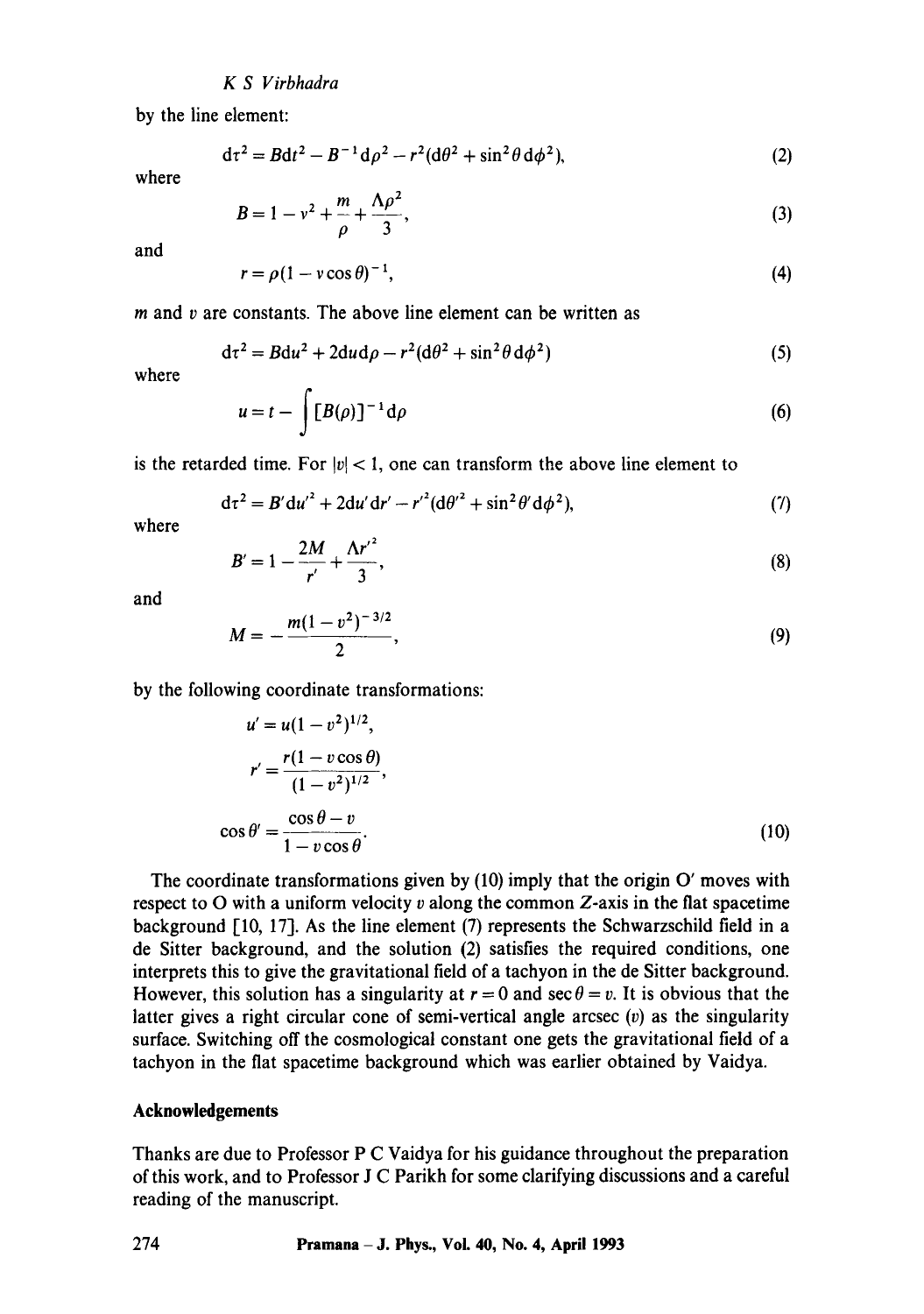by the line element:

$$d\tau^2 = Bdt^2 - B^{-1}d\rho^2 - r^2(d\theta^2 + \sin^2\theta\, d\phi^2), \tag{2}$$

where

$$B = 1 - v^2 + \frac{m}{\rho} + \frac{\Lambda\rho^2}{3}, \tag{3}$$

and

$$r = \rho(1 - v\cos\theta)^{-1}, \tag{4}$$

$m$ and $v$ are constants. The above line element can be written as

$$d\tau^2 = Bdu^2 + 2du\,d\rho - r^2(d\theta^2 + \sin^2\theta\, d\phi^2) \tag{5}$$

where

$$u = t - \int [B(\rho)]^{-1} d\rho \tag{6}$$

is the retarded time. For $|v| < 1$, one can transform the above line element to

$$d\tau^2 = B'du'^2 + 2du'dr' - r'^2(d\theta'^2 + \sin^2\theta' d\phi^2), \tag{7}$$

where

$$B' = 1 - \frac{2M}{r'} + \frac{\Lambda r'^2}{3}, \tag{8}$$

and

$$M = -\frac{m(1 - v^2)^{-3/2}}{2}, \tag{9}$$

by the following coordinate transformations:

$$u' = u(1 - v^2)^{1/2},$$

$$r' = \frac{r(1 - v\cos\theta)}{(1 - v^2)^{1/2}},$$

$$\cos\theta' = \frac{\cos\theta - v}{1 - v\cos\theta}. \tag{10}$$

The coordinate transformations given by (10) imply that the origin O' moves with respect to O with a uniform velocity $v$ along the common $Z$-axis in the flat spacetime background [10, 17]. As the line element (7) represents the Schwarzschild field in a de Sitter background, and the solution (2) satisfies the required conditions, one interprets this to give the gravitational field of a tachyon in the de Sitter background. However, this solution has a singularity at $r = 0$ and $\sec\theta = v$. It is obvious that the latter gives a right circular cone of semi-vertical angle arcsec $(v)$ as the singularity surface. Switching off the cosmological constant one gets the gravitational field of a tachyon in the flat spacetime background which was earlier obtained by Vaidya.

## Acknowledgements

Thanks are due to Professor P C Vaidya for his guidance throughout the preparation of this work, and to Professor J C Parikh for some clarifying discussions and a careful reading of the manuscript.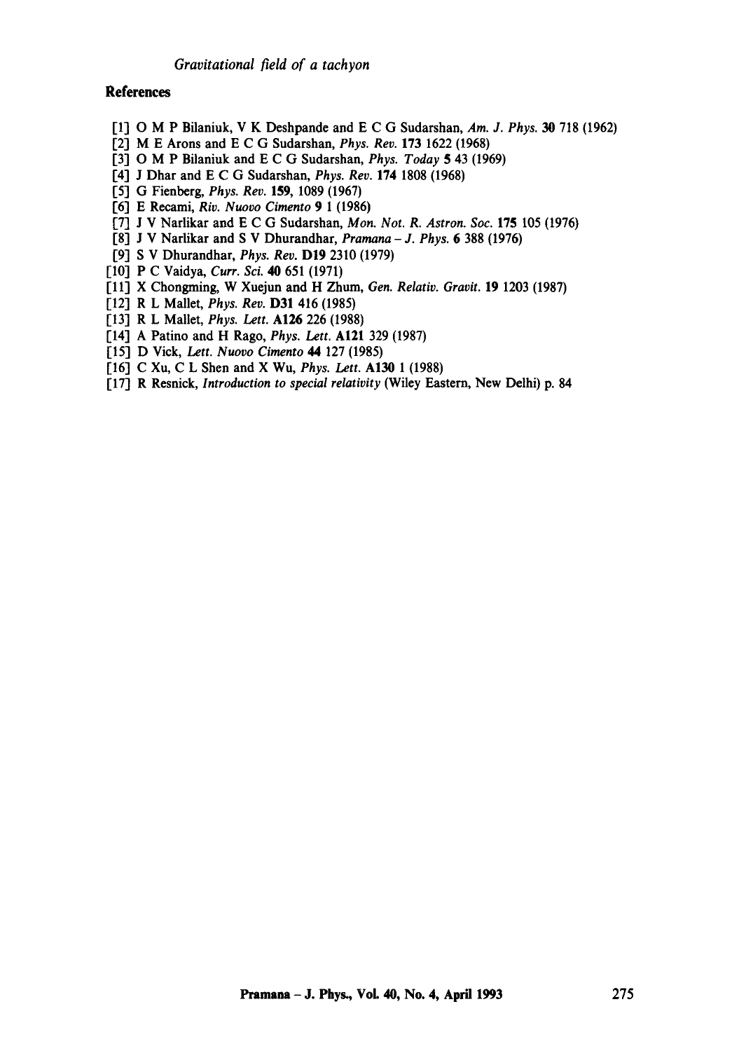## References

[1] O M P Bilaniuk, V K Deshpande and E C G Sudarshan, *Am. J. Phys.* **30** 718 (1962)
[2] M E Arons and E C G Sudarshan, *Phys. Rev.* **173** 1622 (1968)
[3] O M P Bilaniuk and E C G Sudarshan, *Phys. Today* **5** 43 (1969)
[4] J Dhar and E C G Sudarshan, *Phys. Rev.* **174** 1808 (1968)
[5] G Fienberg, *Phys. Rev.* **159**, 1089 (1967)
[6] E Recami, *Riv. Nuovo Cimento* **9** 1 (1986)
[7] J V Narlikar and E C G Sudarshan, *Mon. Not. R. Astron. Soc.* **175** 105 (1976)
[8] J V Narlikar and S V Dhurandhar, *Pramana – J. Phys.* **6** 388 (1976)
[9] S V Dhurandhar, *Phys. Rev.* **D19** 2310 (1979)
[10] P C Vaidya, *Curr. Sci.* **40** 651 (1971)
[11] X Chongming, W Xuejun and H Zhum, *Gen. Relativ. Gravit.* **19** 1203 (1987)
[12] R L Mallet, *Phys. Rev.* **D31** 416 (1985)
[13] R L Mallet, *Phys. Lett.* **A126** 226 (1988)
[14] A Patino and H Rago, *Phys. Lett.* **A121** 329 (1987)
[15] D Vick, *Lett. Nuovo Cimento* **44** 127 (1985)
[16] C Xu, C L Shen and X Wu, *Phys. Lett.* **A130** 1 (1988)
[17] R Resnick, *Introduction to special relativity* (Wiley Eastern, New Delhi) p. 84